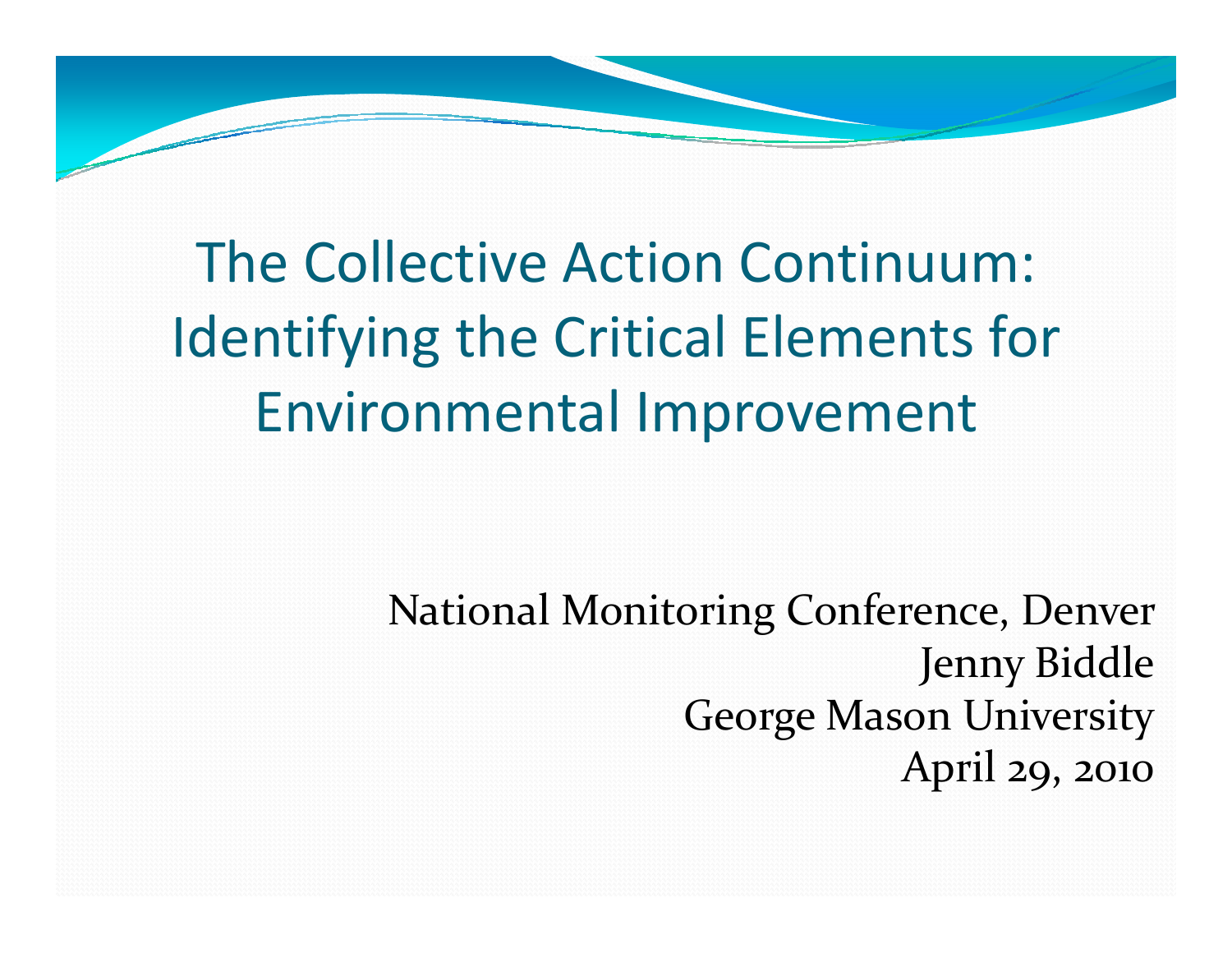# The Collective Action Continuum: Identifying the Critical Elements for Environmental Improvement

National Monitoring Conference, Denver
Jenny Biddle
George Mason University
April 29, 2010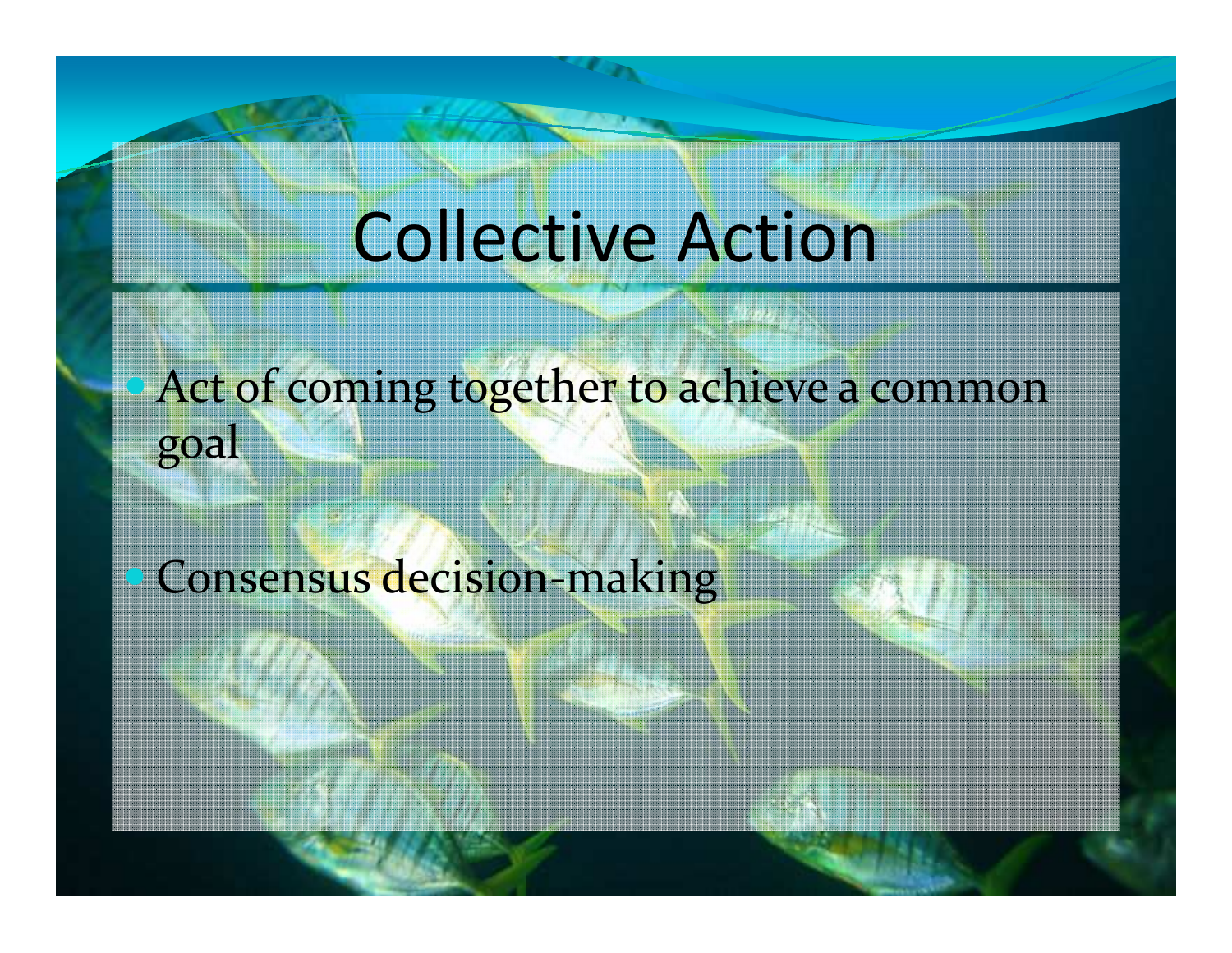# Collective Action

- Act of coming together to achieve a common goal
- Consensus decision-making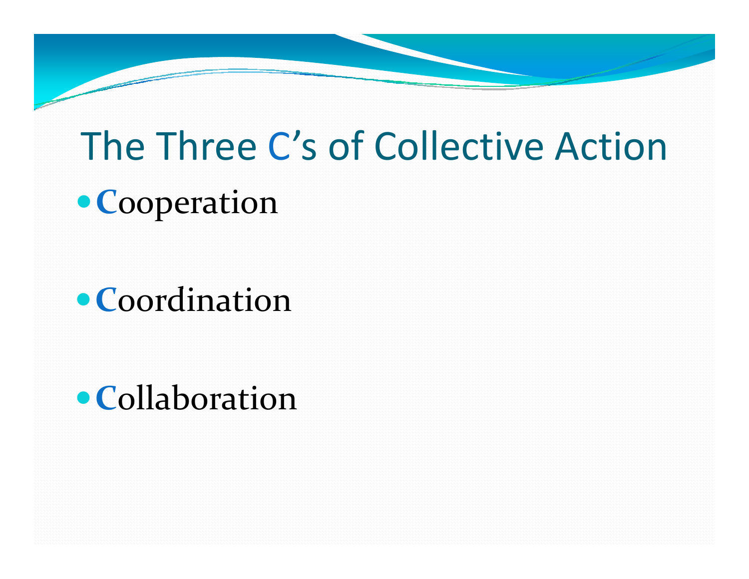# The Three C's of Collective Action

- **C**ooperation
- **C**oordination
- **C**ollaboration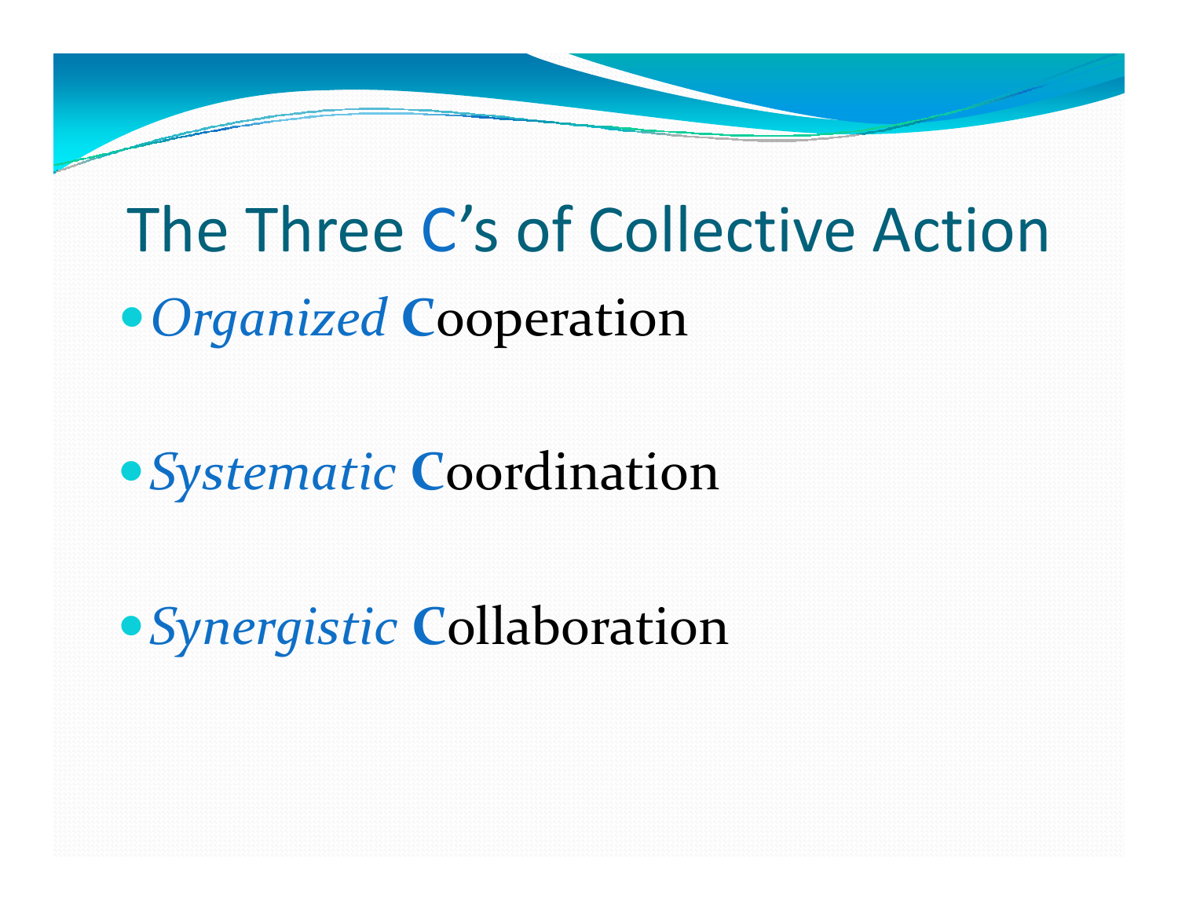# The Three C's of Collective Action

- *Organized* **C**ooperation

- *Systematic* **C**oordination

- *Synergistic* **C**ollaboration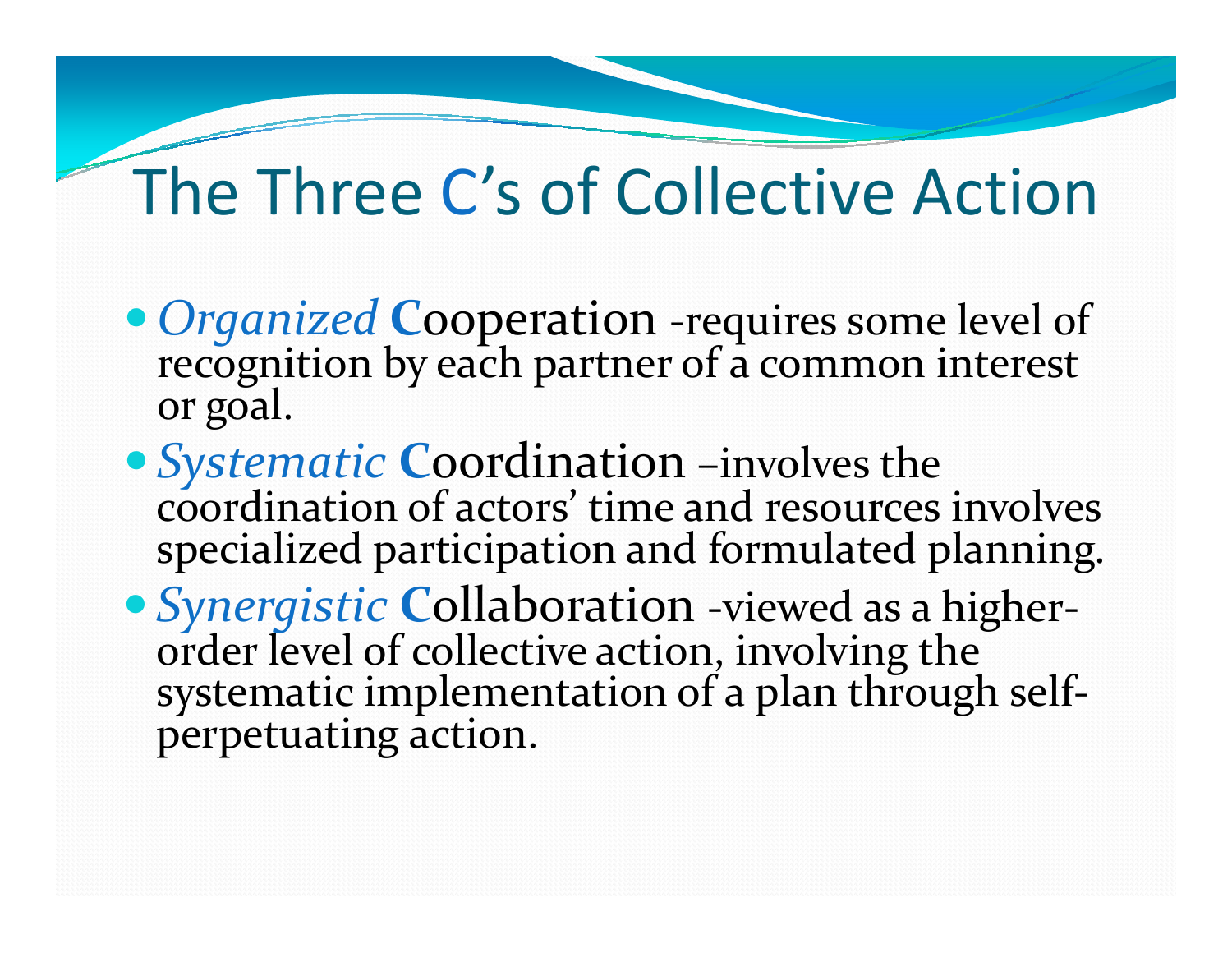# The Three C's of Collective Action

- *Organized* **C**ooperation -requires some level of recognition by each partner of a common interest or goal.
- *Systematic* **C**oordination –involves the coordination of actors' time and resources involves specialized participation and formulated planning.
- *Synergistic* **C**ollaboration -viewed as a higher-order level of collective action, involving the systematic implementation of a plan through self-perpetuating action.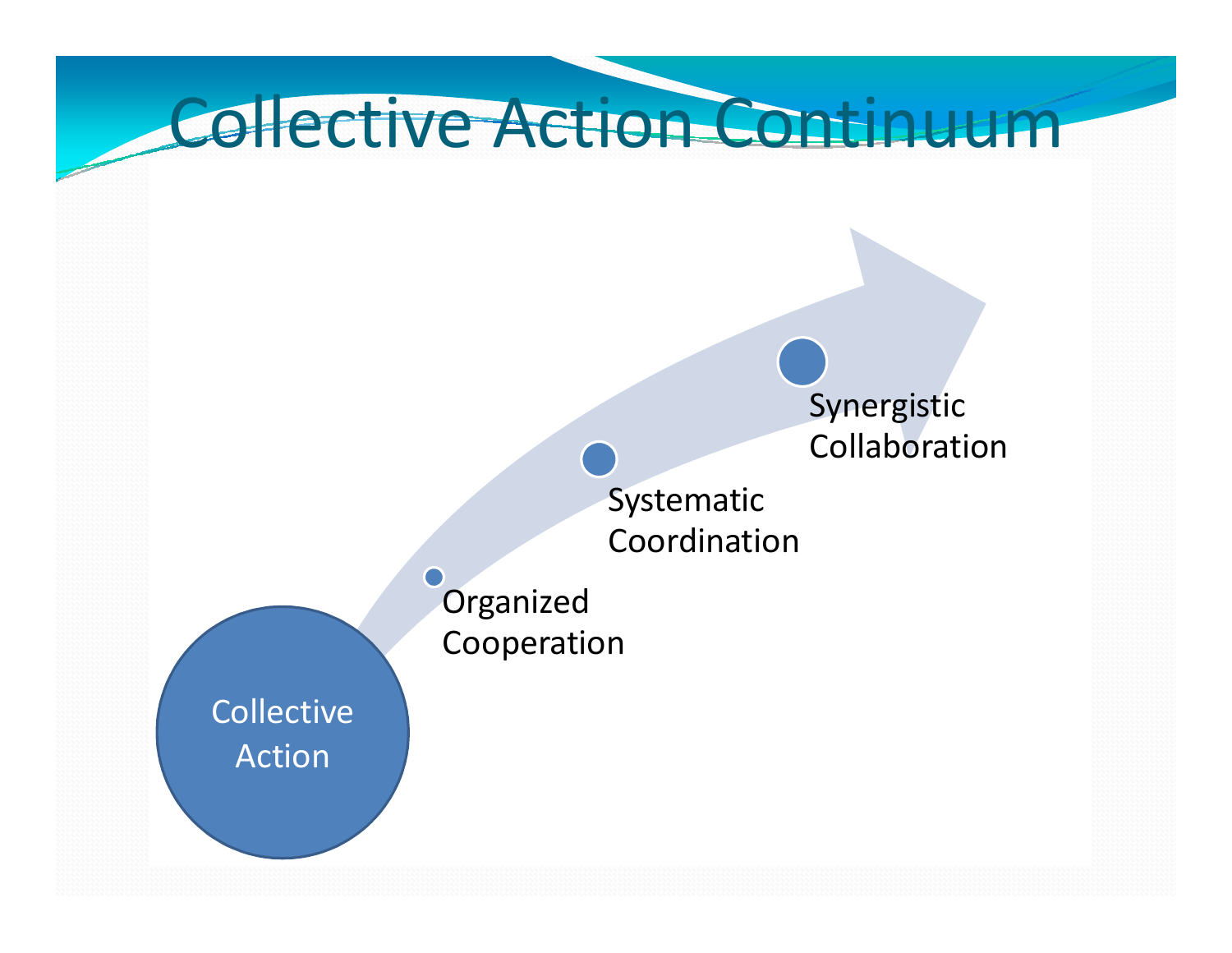# Collective Action Continuum

Collective Action

Organized Cooperation

Systematic Coordination

Synergistic Collaboration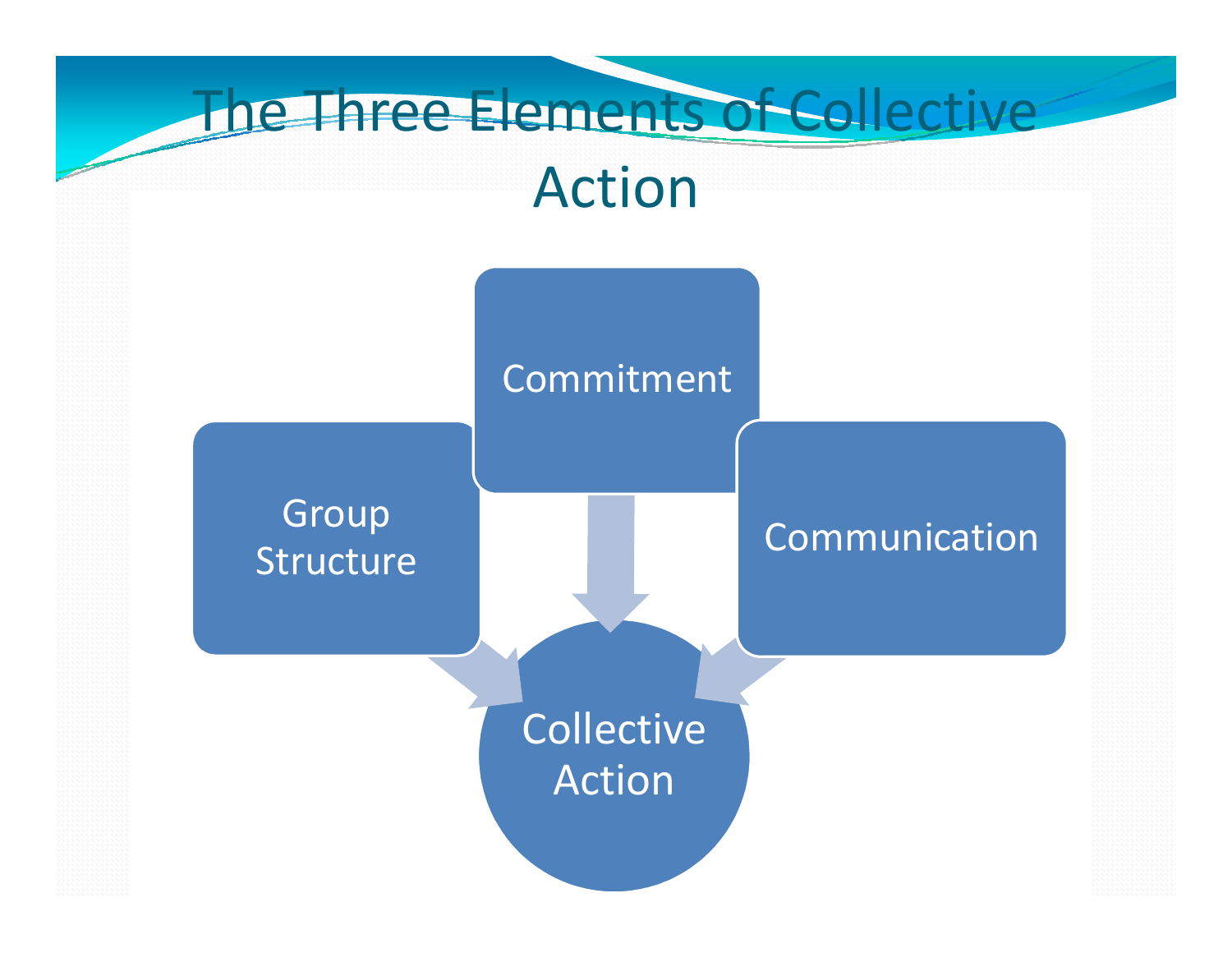# The Three Elements of Collective Action

- Group Structure
- Commitment
- Communication

→ Collective Action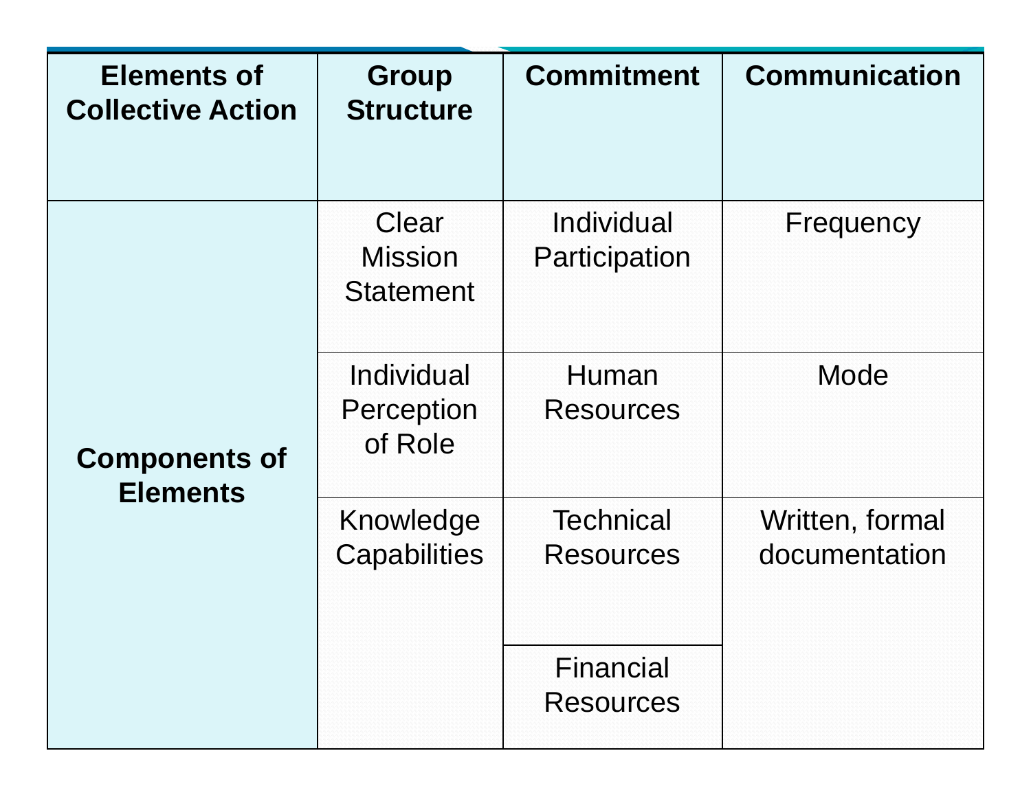| Elements of Collective Action | Group Structure | Commitment | Communication |
| --- | --- | --- | --- |
| Components of Elements | Clear Mission Statement | Individual Participation | Frequency |
| | Individual Perception of Role | Human Resources | Mode |
| | Knowledge Capabilities | Technical Resources | Written, formal documentation |
| | | Financial Resources | |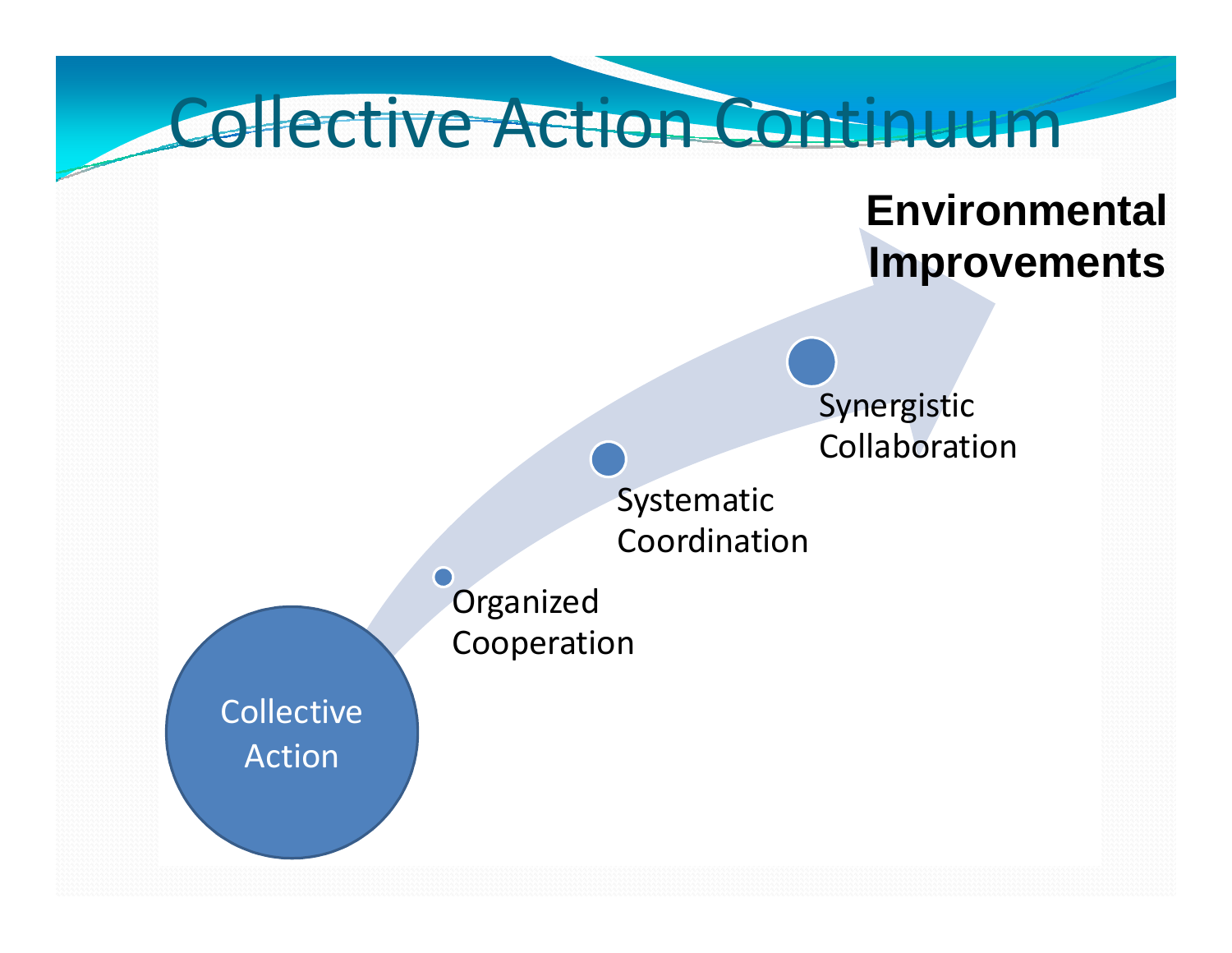# Collective Action Continuum

**Environmental Improvements**

Synergistic Collaboration

Systematic Coordination

Organized Cooperation

Collective Action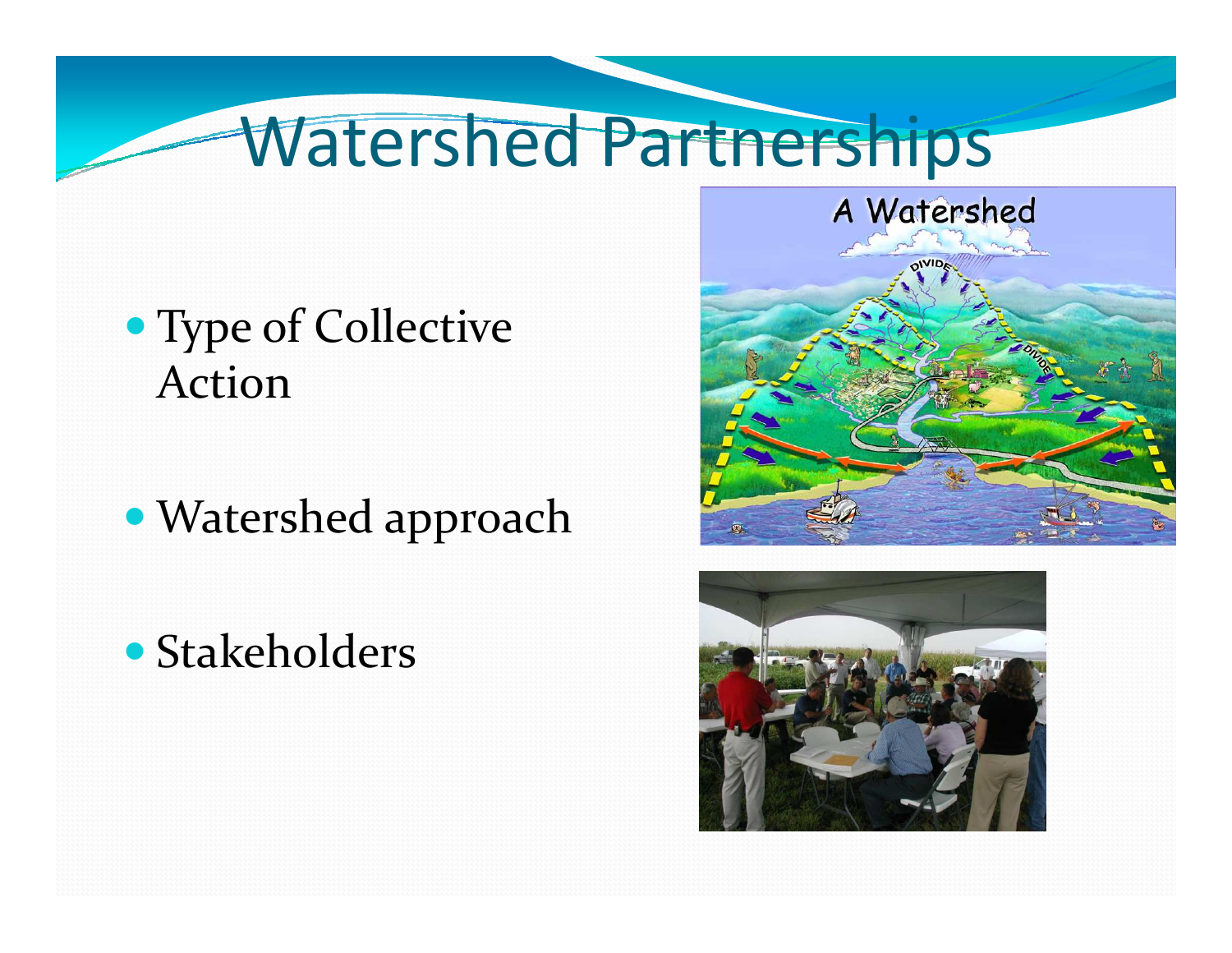# Watershed Partnerships

- Type of Collective Action
- Watershed approach
- Stakeholders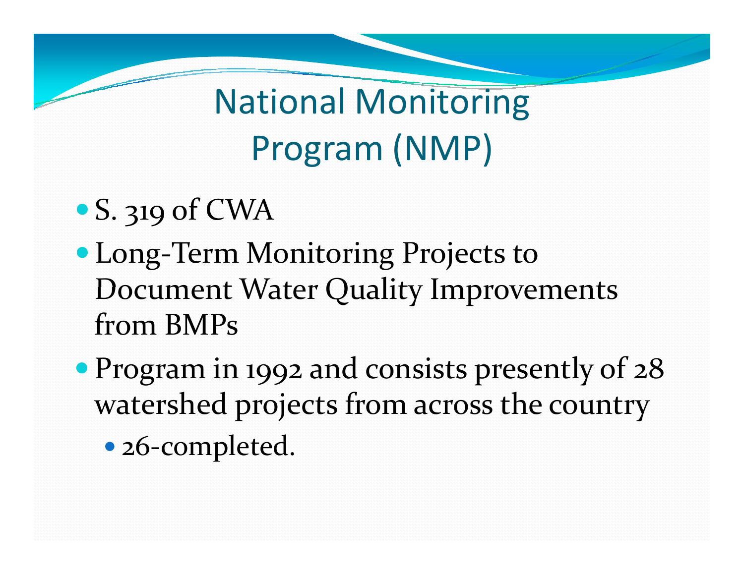# National Monitoring Program (NMP)

- S. 319 of CWA
- Long-Term Monitoring Projects to Document Water Quality Improvements from BMPs
- Program in 1992 and consists presently of 28 watershed projects from across the country
  - 26-completed.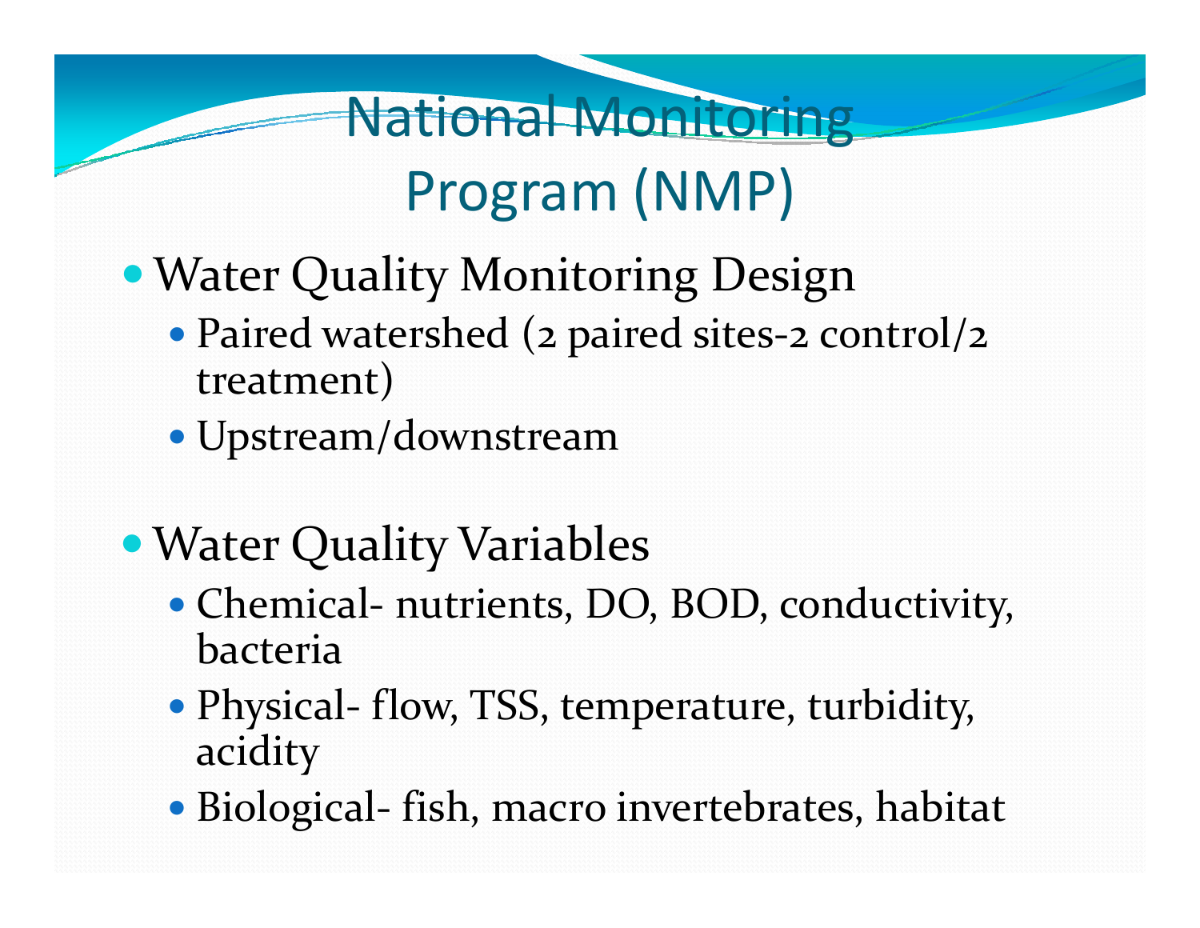# National Monitoring Program (NMP)

- Water Quality Monitoring Design
  - Paired watershed (2 paired sites-2 control/2 treatment)
  - Upstream/downstream

- Water Quality Variables
  - Chemical- nutrients, DO, BOD, conductivity, bacteria
  - Physical- flow, TSS, temperature, turbidity, acidity
  - Biological- fish, macro invertebrates, habitat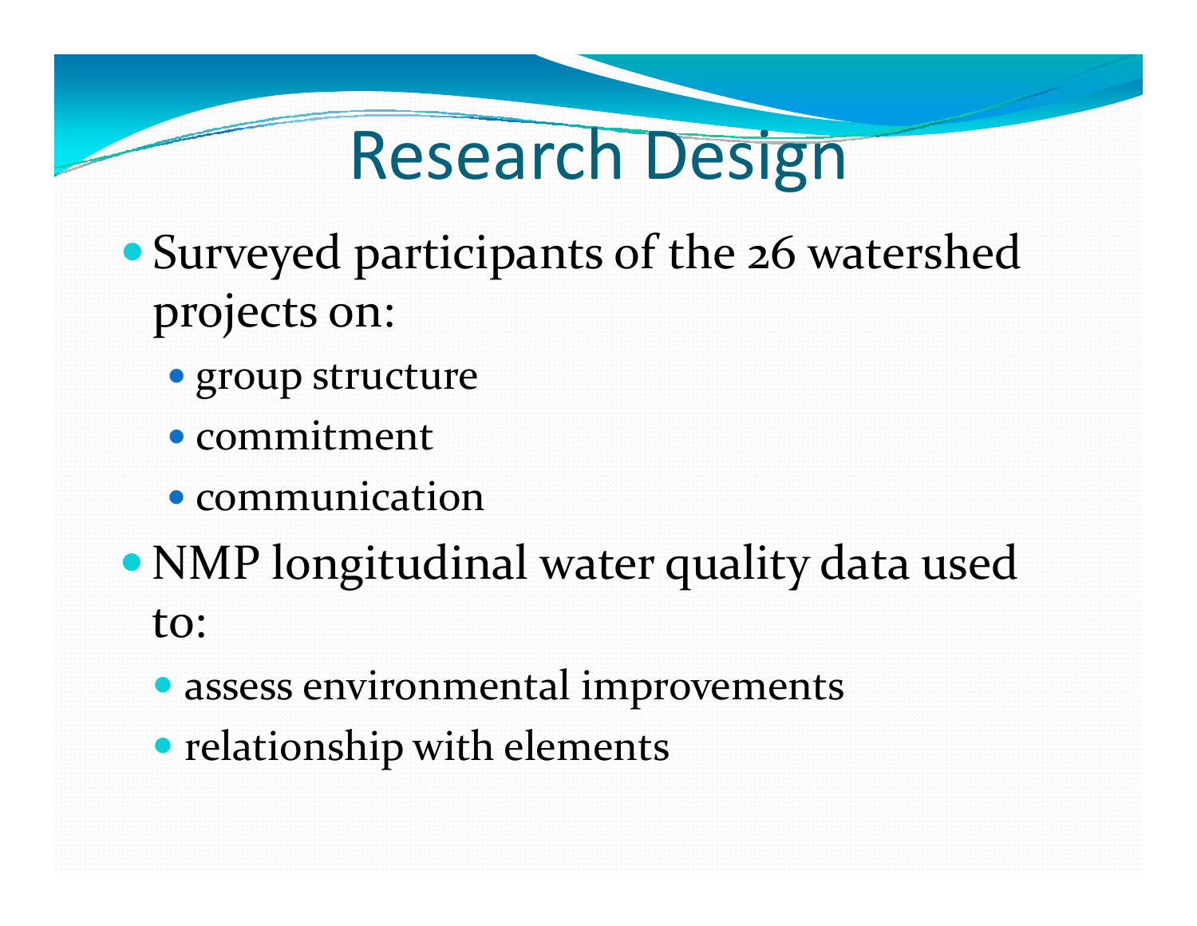# Research Design

- Surveyed participants of the 26 watershed projects on:
  - group structure
  - commitment
  - communication
- NMP longitudinal water quality data used to:
  - assess environmental improvements
  - relationship with elements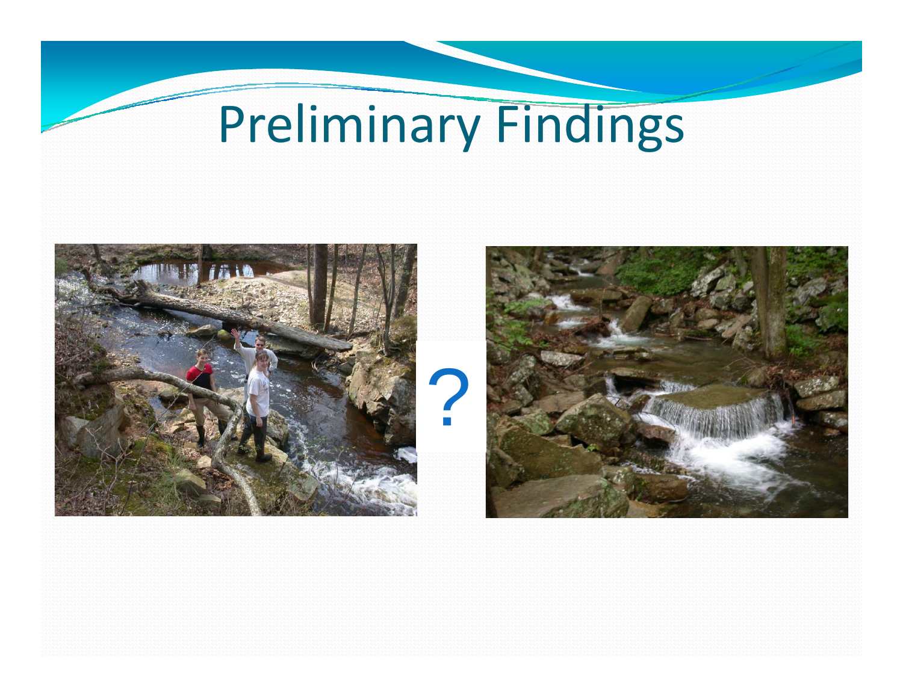# Preliminary Findings

?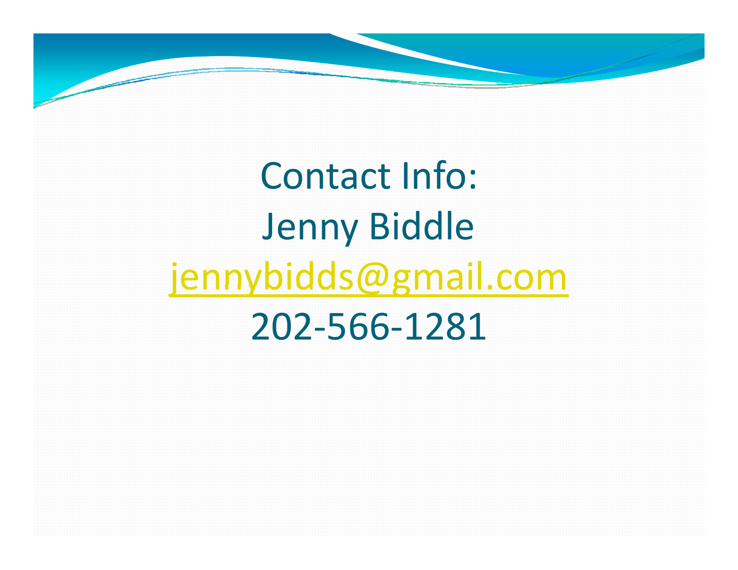Contact Info:

Jenny Biddle

jennybidds@gmail.com

202-566-1281